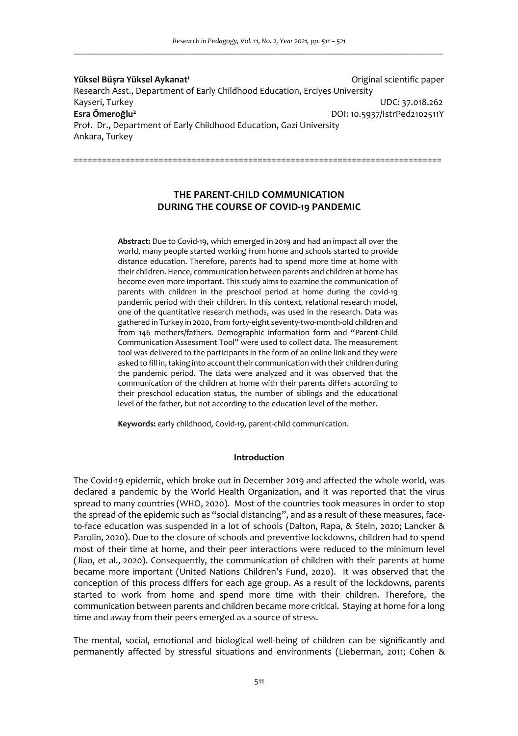**Yüksel Büşra Yüksel Aykanat**[1]

Original scientific paper

Research Asst., Department of Early Childhood Education, Erciyes University
Kayseri, Turkey

UDC: 37.018.262

**Esra Ömeroğlu**[2]

DOI: 10.5937/IstrPed2102511Y

Prof. Dr., Department of Early Childhood Education, Gazi University
Ankara, Turkey

# THE PARENT-CHILD COMMUNICATION DURING THE COURSE OF COVID-19 PANDEMIC

**Abstract:** Due to Covid-19, which emerged in 2019 and had an impact all over the world, many people started working from home and schools started to provide distance education. Therefore, parents had to spend more time at home with their children. Hence, communication between parents and children at home has become even more important. This study aims to examine the communication of parents with children in the preschool period at home during the covid-19 pandemic period with their children. In this context, relational research model, one of the quantitative research methods, was used in the research. Data was gathered in Turkey in 2020, from forty-eight seventy-two-month-old children and from 146 mothers/fathers. Demographic information form and "Parent-Child Communication Assessment Tool" were used to collect data. The measurement tool was delivered to the participants in the form of an online link and they were asked to fill in, taking into account their communication with their children during the pandemic period. The data were analyzed and it was observed that the communication of the children at home with their parents differs according to their preschool education status, the number of siblings and the educational level of the father, but not according to the education level of the mother.

**Keywords:** early childhood, Covid-19, parent-child communication.

## Introduction

The Covid-19 epidemic, which broke out in December 2019 and affected the whole world, was declared a pandemic by the World Health Organization, and it was reported that the virus spread to many countries (WHO, 2020). Most of the countries took measures in order to stop the spread of the epidemic such as "social distancing", and as a result of these measures, face-to-face education was suspended in a lot of schools (Dalton, Rapa, & Stein, 2020; Lancker & Parolin, 2020). Due to the closure of schools and preventive lockdowns, children had to spend most of their time at home, and their peer interactions were reduced to the minimum level (Jiao, et al., 2020). Consequently, the communication of children with their parents at home became more important (United Nations Children's Fund, 2020). It was observed that the conception of this process differs for each age group. As a result of the lockdowns, parents started to work from home and spend more time with their children. Therefore, the communication between parents and children became more critical. Staying at home for a long time and away from their peers emerged as a source of stress.

The mental, social, emotional and biological well-being of children can be significantly and permanently affected by stressful situations and environments (Lieberman, 2011; Cohen &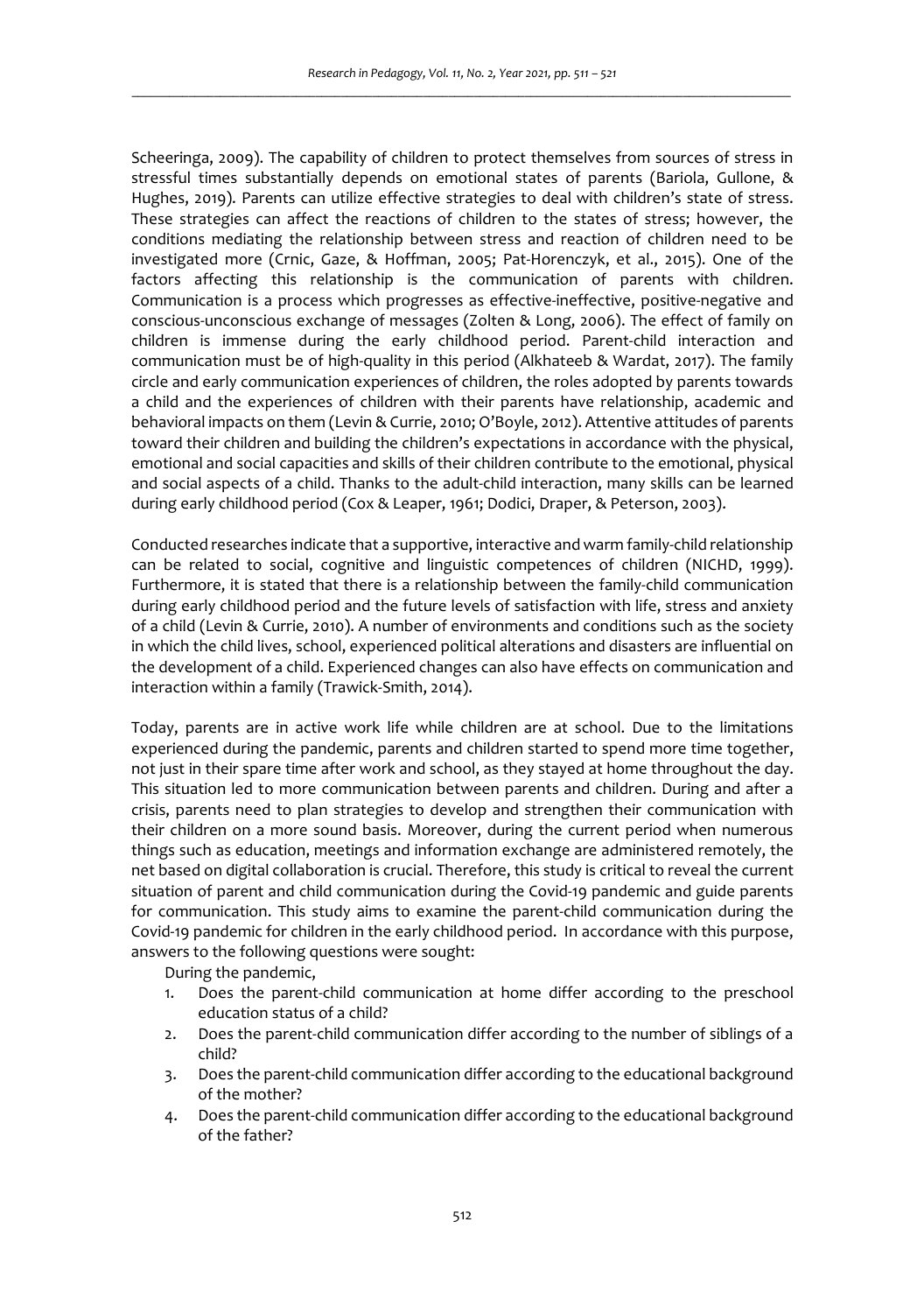Scheeringa, 2009). The capability of children to protect themselves from sources of stress in stressful times substantially depends on emotional states of parents (Bariola, Gullone, & Hughes, 2019). Parents can utilize effective strategies to deal with children's state of stress. These strategies can affect the reactions of children to the states of stress; however, the conditions mediating the relationship between stress and reaction of children need to be investigated more (Crnic, Gaze, & Hoffman, 2005; Pat-Horenczyk, et al., 2015). One of the factors affecting this relationship is the communication of parents with children. Communication is a process which progresses as effective-ineffective, positive-negative and conscious-unconscious exchange of messages (Zolten & Long, 2006). The effect of family on children is immense during the early childhood period. Parent-child interaction and communication must be of high-quality in this period (Alkhateeb & Wardat, 2017). The family circle and early communication experiences of children, the roles adopted by parents towards a child and the experiences of children with their parents have relationship, academic and behavioral impacts on them (Levin & Currie, 2010; O'Boyle, 2012). Attentive attitudes of parents toward their children and building the children's expectations in accordance with the physical, emotional and social capacities and skills of their children contribute to the emotional, physical and social aspects of a child. Thanks to the adult-child interaction, many skills can be learned during early childhood period (Cox & Leaper, 1961; Dodici, Draper, & Peterson, 2003).

Conducted researches indicate that a supportive, interactive and warm family-child relationship can be related to social, cognitive and linguistic competences of children (NICHD, 1999). Furthermore, it is stated that there is a relationship between the family-child communication during early childhood period and the future levels of satisfaction with life, stress and anxiety of a child (Levin & Currie, 2010). A number of environments and conditions such as the society in which the child lives, school, experienced political alterations and disasters are influential on the development of a child. Experienced changes can also have effects on communication and interaction within a family (Trawick-Smith, 2014).

Today, parents are in active work life while children are at school. Due to the limitations experienced during the pandemic, parents and children started to spend more time together, not just in their spare time after work and school, as they stayed at home throughout the day. This situation led to more communication between parents and children. During and after a crisis, parents need to plan strategies to develop and strengthen their communication with their children on a more sound basis. Moreover, during the current period when numerous things such as education, meetings and information exchange are administered remotely, the net based on digital collaboration is crucial. Therefore, this study is critical to reveal the current situation of parent and child communication during the Covid-19 pandemic and guide parents for communication. This study aims to examine the parent-child communication during the Covid-19 pandemic for children in the early childhood period. In accordance with this purpose, answers to the following questions were sought:

During the pandemic,

1. Does the parent-child communication at home differ according to the preschool education status of a child?
2. Does the parent-child communication differ according to the number of siblings of a child?
3. Does the parent-child communication differ according to the educational background of the mother?
4. Does the parent-child communication differ according to the educational background of the father?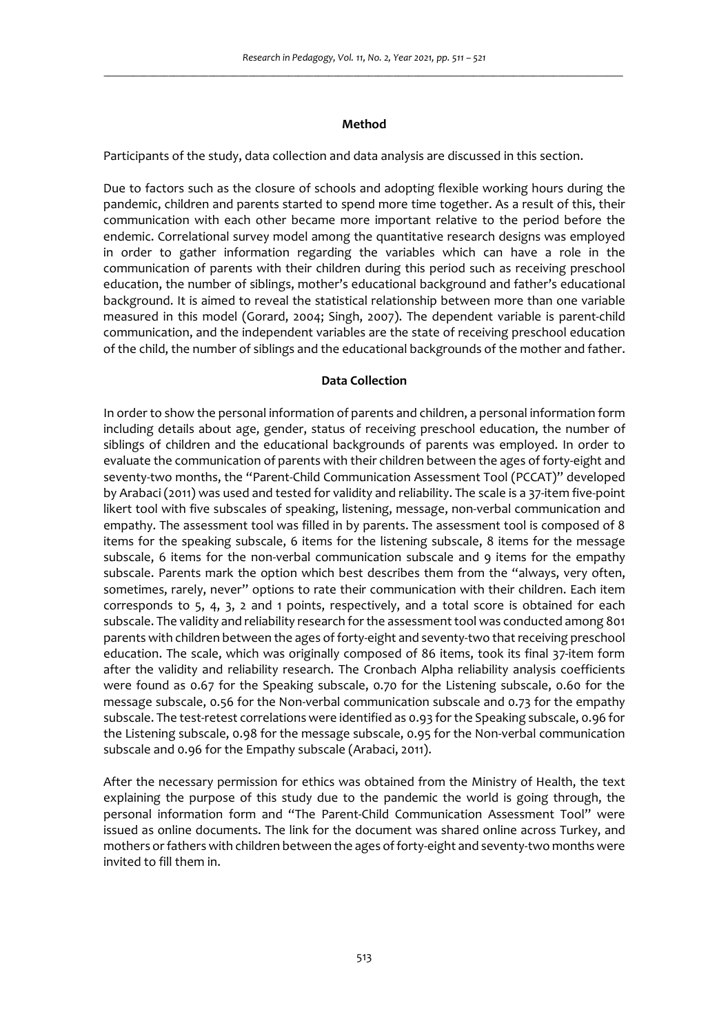## Method

Participants of the study, data collection and data analysis are discussed in this section.

Due to factors such as the closure of schools and adopting flexible working hours during the pandemic, children and parents started to spend more time together. As a result of this, their communication with each other became more important relative to the period before the endemic. Correlational survey model among the quantitative research designs was employed in order to gather information regarding the variables which can have a role in the communication of parents with their children during this period such as receiving preschool education, the number of siblings, mother's educational background and father's educational background. It is aimed to reveal the statistical relationship between more than one variable measured in this model (Gorard, 2004; Singh, 2007). The dependent variable is parent-child communication, and the independent variables are the state of receiving preschool education of the child, the number of siblings and the educational backgrounds of the mother and father.

## Data Collection

In order to show the personal information of parents and children, a personal information form including details about age, gender, status of receiving preschool education, the number of siblings of children and the educational backgrounds of parents was employed. In order to evaluate the communication of parents with their children between the ages of forty-eight and seventy-two months, the "Parent-Child Communication Assessment Tool (PCCAT)" developed by Arabaci (2011) was used and tested for validity and reliability. The scale is a 37-item five-point likert tool with five subscales of speaking, listening, message, non-verbal communication and empathy. The assessment tool was filled in by parents. The assessment tool is composed of 8 items for the speaking subscale, 6 items for the listening subscale, 8 items for the message subscale, 6 items for the non-verbal communication subscale and 9 items for the empathy subscale. Parents mark the option which best describes them from the "always, very often, sometimes, rarely, never" options to rate their communication with their children. Each item corresponds to 5, 4, 3, 2 and 1 points, respectively, and a total score is obtained for each subscale. The validity and reliability research for the assessment tool was conducted among 801 parents with children between the ages of forty-eight and seventy-two that receiving preschool education. The scale, which was originally composed of 86 items, took its final 37-item form after the validity and reliability research. The Cronbach Alpha reliability analysis coefficients were found as 0.67 for the Speaking subscale, 0.70 for the Listening subscale, 0.60 for the message subscale, 0.56 for the Non-verbal communication subscale and 0.73 for the empathy subscale. The test-retest correlations were identified as 0.93 for the Speaking subscale, 0.96 for the Listening subscale, 0.98 for the message subscale, 0.95 for the Non-verbal communication subscale and 0.96 for the Empathy subscale (Arabaci, 2011).

After the necessary permission for ethics was obtained from the Ministry of Health, the text explaining the purpose of this study due to the pandemic the world is going through, the personal information form and "The Parent-Child Communication Assessment Tool" were issued as online documents. The link for the document was shared online across Turkey, and mothers or fathers with children between the ages of forty-eight and seventy-two months were invited to fill them in.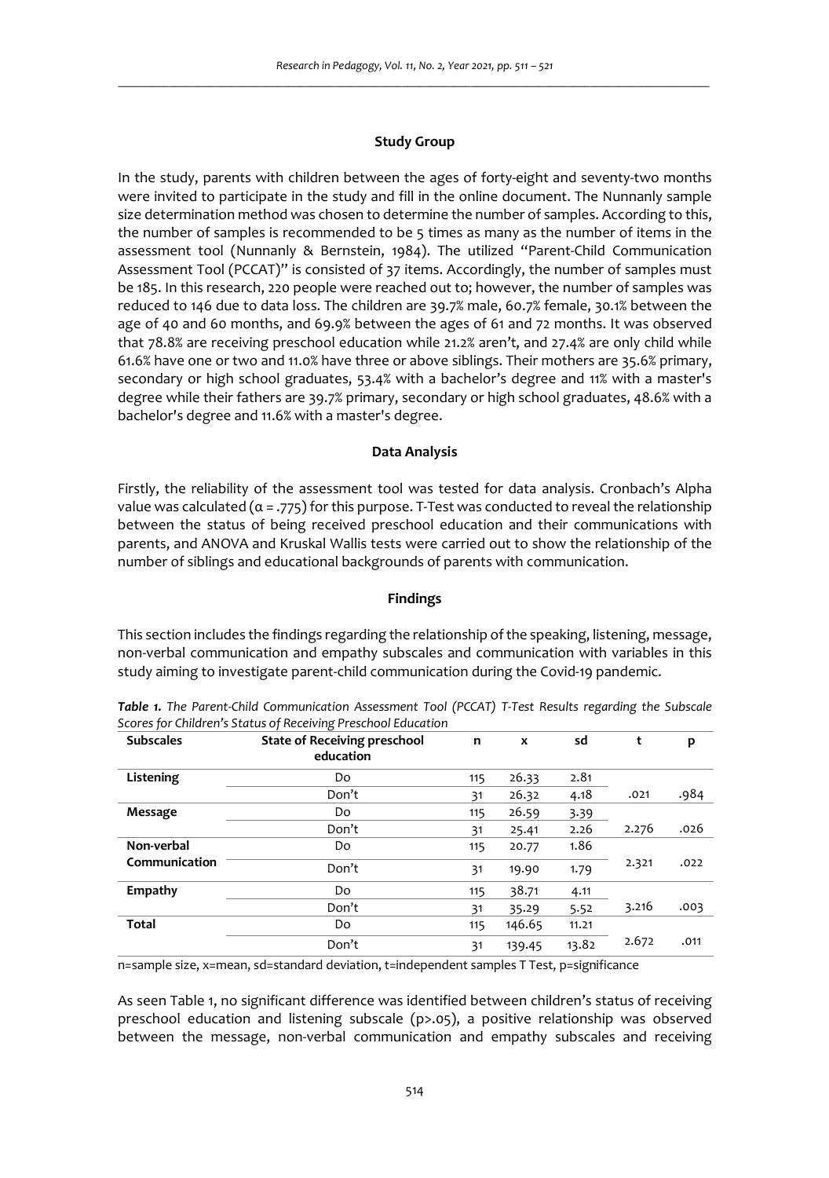### Study Group

In the study, parents with children between the ages of forty-eight and seventy-two months were invited to participate in the study and fill in the online document. The Nunnanly sample size determination method was chosen to determine the number of samples. According to this, the number of samples is recommended to be 5 times as many as the number of items in the assessment tool (Nunnanly & Bernstein, 1984). The utilized "Parent-Child Communication Assessment Tool (PCCAT)" is consisted of 37 items. Accordingly, the number of samples must be 185. In this research, 220 people were reached out to; however, the number of samples was reduced to 146 due to data loss. The children are 39.7% male, 60.7% female, 30.1% between the age of 40 and 60 months, and 69.9% between the ages of 61 and 72 months. It was observed that 78.8% are receiving preschool education while 21.2% aren't, and 27.4% are only child while 61.6% have one or two and 11.0% have three or above siblings. Their mothers are 35.6% primary, secondary or high school graduates, 53.4% with a bachelor's degree and 11% with a master's degree while their fathers are 39.7% primary, secondary or high school graduates, 48.6% with a bachelor's degree and 11.6% with a master's degree.

### Data Analysis

Firstly, the reliability of the assessment tool was tested for data analysis. Cronbach's Alpha value was calculated ($\alpha$ = .775) for this purpose. T-Test was conducted to reveal the relationship between the status of being received preschool education and their communications with parents, and ANOVA and Kruskal Wallis tests were carried out to show the relationship of the number of siblings and educational backgrounds of parents with communication.

### Findings

This section includes the findings regarding the relationship of the speaking, listening, message, non-verbal communication and empathy subscales and communication with variables in this study aiming to investigate parent-child communication during the Covid-19 pandemic.

***Table 1.*** *The Parent-Child Communication Assessment Tool (PCCAT) T-Test Results regarding the Subscale Scores for Children's Status of Receiving Preschool Education*

| Subscales | State of Receiving preschool education | n | x | sd | t | p |
|---|---|---|---|---|---|---|
| **Listening** | Do | 115 | 26.33 | 2.81 | .021 | .984 |
| | Don't | 31 | 26.32 | 4.18 | | |
| **Message** | Do | 115 | 26.59 | 3.39 | 2.276 | .026 |
| | Don't | 31 | 25.41 | 2.26 | | |
| **Non-verbal Communication** | Do | 115 | 20.77 | 1.86 | 2.321 | .022 |
| | Don't | 31 | 19.90 | 1.79 | | |
| **Empathy** | Do | 115 | 38.71 | 4.11 | 3.216 | .003 |
| | Don't | 31 | 35.29 | 5.52 | | |
| **Total** | Do | 115 | 146.65 | 11.21 | 2.672 | .011 |
| | Don't | 31 | 139.45 | 13.82 | | |

n=sample size, x=mean, sd=standard deviation, t=independent samples T Test, p=significance

As seen Table 1, no significant difference was identified between children's status of receiving preschool education and listening subscale (p>.05), a positive relationship was observed between the message, non-verbal communication and empathy subscales and receiving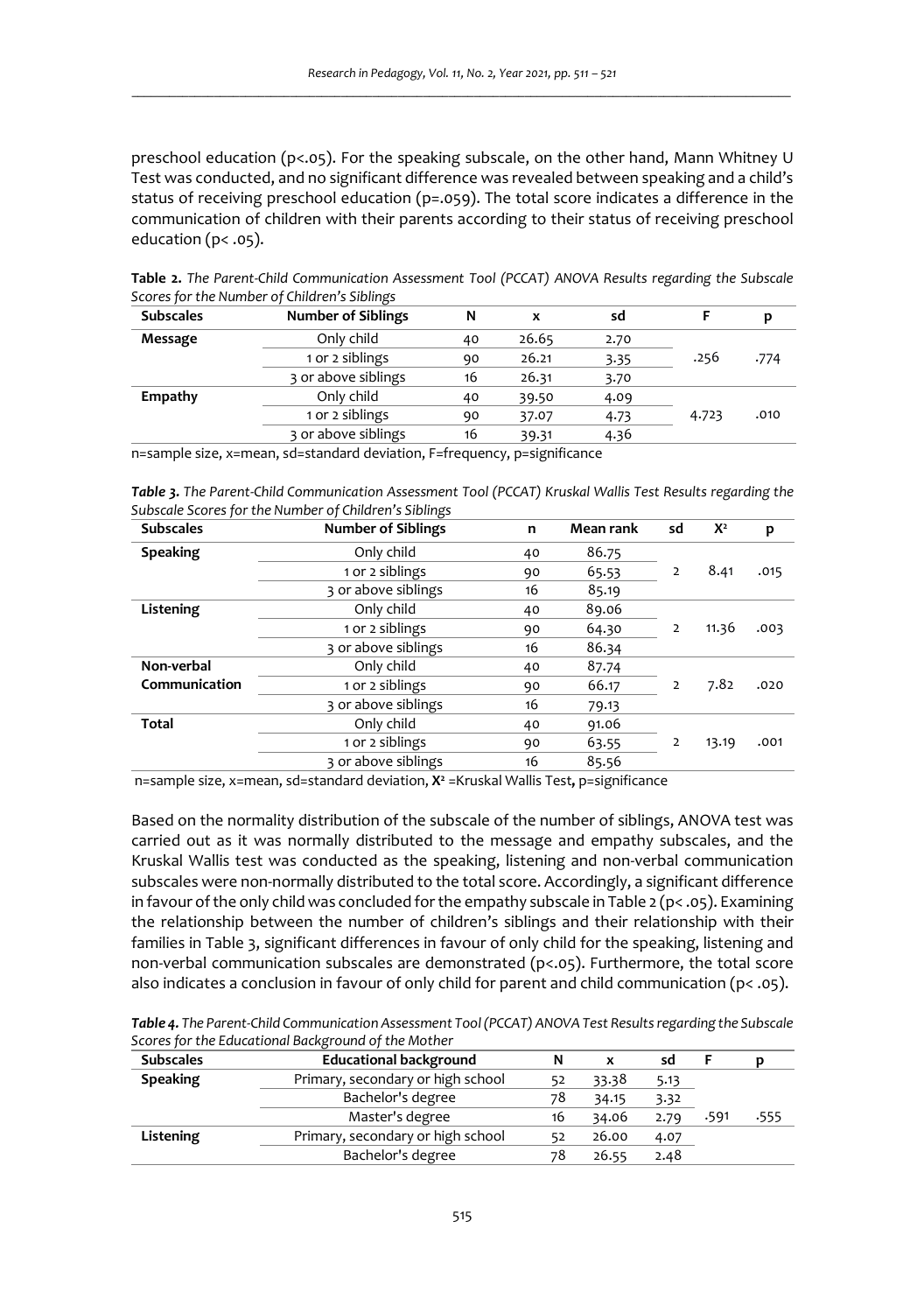preschool education (p<.05). For the speaking subscale, on the other hand, Mann Whitney U Test was conducted, and no significant difference was revealed between speaking and a child's status of receiving preschool education (p=.059). The total score indicates a difference in the communication of children with their parents according to their status of receiving preschool education (p< .05).

**Table 2.** *The Parent-Child Communication Assessment Tool (PCCAT) ANOVA Results regarding the Subscale Scores for the Number of Children's Siblings*

| Subscales | Number of Siblings | N | x | sd | F | p |
|---|---|---|---|---|---|---|
| **Message** | Only child | 40 | 26.65 | 2.70 | | |
| | 1 or 2 siblings | 90 | 26.21 | 3.35 | .256 | .774 |
| | 3 or above siblings | 16 | 26.31 | 3.70 | | |
| **Empathy** | Only child | 40 | 39.50 | 4.09 | | |
| | 1 or 2 siblings | 90 | 37.07 | 4.73 | 4.723 | .010 |
| | 3 or above siblings | 16 | 39.31 | 4.36 | | |

n=sample size, x=mean, sd=standard deviation, F=frequency, p=significance

***Table 3.*** *The Parent-Child Communication Assessment Tool (PCCAT) Kruskal Wallis Test Results regarding the Subscale Scores for the Number of Children's Siblings*

| Subscales | Number of Siblings | n | Mean rank | sd | $X^2$ | p |
|---|---|---|---|---|---|---|
| **Speaking** | Only child | 40 | 86.75 | | | |
| | 1 or 2 siblings | 90 | 65.53 | 2 | 8.41 | .015 |
| | 3 or above siblings | 16 | 85.19 | | | |
| **Listening** | Only child | 40 | 89.06 | | | |
| | 1 or 2 siblings | 90 | 64.30 | 2 | 11.36 | .003 |
| | 3 or above siblings | 16 | 86.34 | | | |
| **Non-verbal Communication** | Only child | 40 | 87.74 | | | |
| | 1 or 2 siblings | 90 | 66.17 | 2 | 7.82 | .020 |
| | 3 or above siblings | 16 | 79.13 | | | |
| **Total** | Only child | 40 | 91.06 | | | |
| | 1 or 2 siblings | 90 | 63.55 | 2 | 13.19 | .001 |
| | 3 or above siblings | 16 | 85.56 | | | |

n=sample size, x=mean, sd=standard deviation, **$X^2$** =Kruskal Wallis Test**,** p=significance

Based on the normality distribution of the subscale of the number of siblings, ANOVA test was carried out as it was normally distributed to the message and empathy subscales, and the Kruskal Wallis test was conducted as the speaking, listening and non-verbal communication subscales were non-normally distributed to the total score. Accordingly, a significant difference in favour of the only child was concluded for the empathy subscale in Table 2 (p< .05). Examining the relationship between the number of children's siblings and their relationship with their families in Table 3, significant differences in favour of only child for the speaking, listening and non-verbal communication subscales are demonstrated (p<.05). Furthermore, the total score also indicates a conclusion in favour of only child for parent and child communication (p< .05).

***Table 4.*** *The Parent-Child Communication Assessment Tool (PCCAT) ANOVA Test Results regarding the Subscale Scores for the Educational Background of the Mother*

| Subscales | Educational background | N | x | sd | F | p |
|---|---|---|---|---|---|---|
| **Speaking** | Primary, secondary or high school | 52 | 33.38 | 5.13 | | |
| | Bachelor's degree | 78 | 34.15 | 3.32 | | |
| | Master's degree | 16 | 34.06 | 2.79 | .591 | .555 |
| **Listening** | Primary, secondary or high school | 52 | 26.00 | 4.07 | | |
| | Bachelor's degree | 78 | 26.55 | 2.48 | | |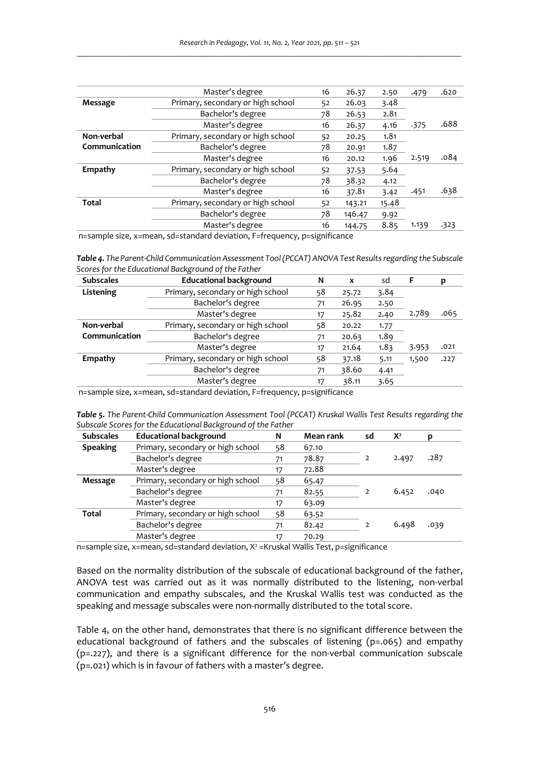| | | | | | | |
|---|---|---|---|---|---|---|
| | Master's degree | 16 | 26.37 | 2.50 | .479 | .620 |
| **Message** | Primary, secondary or high school | 52 | 26.03 | 3.48 | | |
| | Bachelor's degree | 78 | 26.53 | 2.81 | | |
| | Master's degree | 16 | 26.37 | 4.16 | .375 | .688 |
| **Non-verbal Communication** | Primary, secondary or high school | 52 | 20.25 | 1.81 | | |
| | Bachelor's degree | 78 | 20.91 | 1.87 | | |
| | Master's degree | 16 | 20.12 | 1.96 | 2.519 | .084 |
| **Empathy** | Primary, secondary or high school | 52 | 37.53 | 5.64 | | |
| | Bachelor's degree | 78 | 38.32 | 4.12 | | |
| | Master's degree | 16 | 37.81 | 3.42 | .451 | .638 |
| **Total** | Primary, secondary or high school | 52 | 143.21 | 15.48 | | |
| | Bachelor's degree | 78 | 146.47 | 9.92 | | |
| | Master's degree | 16 | 144.75 | 8.85 | 1.139 | .323 |

n=sample size, x=mean, sd=standard deviation, F=frequency, p=significance

***Table 4.*** *The Parent-Child Communication Assessment Tool (PCCAT) ANOVA Test Results regarding the Subscale Scores for the Educational Background of the Father*

| Subscales | Educational background | N | x | sd | F | p |
|---|---|---|---|---|---|---|
| **Listening** | Primary, secondary or high school | 58 | 25.72 | 3.84 | | |
| | Bachelor's degree | 71 | 26.95 | 2.50 | | |
| | Master's degree | 17 | 25.82 | 2.40 | 2.789 | .065 |
| **Non-verbal Communication** | Primary, secondary or high school | 58 | 20.22 | 1.77 | | |
| | Bachelor's degree | 71 | 20.63 | 1.89 | | |
| | Master's degree | 17 | 21.64 | 1.83 | 3.953 | .021 |
| **Empathy** | Primary, secondary or high school | 58 | 37.18 | 5.11 | 1,500 | .227 |
| | Bachelor's degree | 71 | 38.60 | 4.41 | | |
| | Master's degree | 17 | 38.11 | 3.65 | | |

n=sample size, x=mean, sd=standard deviation, F=frequency, p=significance

***Table 5.*** *The Parent-Child Communication Assessment Tool (PCCAT) Kruskal Wallis Test Results regarding the Subscale Scores for the Educational Background of the Father*

| Subscales | Educational background | N | Mean rank | sd | $X^2$ | p |
|---|---|---|---|---|---|---|
| **Speaking** | Primary, secondary or high school | 58 | 67.10 | | | |
| | Bachelor's degree | 71 | 78.87 | 2 | 2.497 | .287 |
| | Master's degree | 17 | 72.88 | | | |
| **Message** | Primary, secondary or high school | 58 | 65.47 | | | |
| | Bachelor's degree | 71 | 82.55 | 2 | 6.452 | .040 |
| | Master's degree | 17 | 63.09 | | | |
| **Total** | Primary, secondary or high school | 58 | 63.52 | | | |
| | Bachelor's degree | 71 | 82.42 | 2 | 6.498 | .039 |
| | Master's degree | 17 | 70.29 | | | |

n=sample size, x=mean, sd=standard deviation, $X^2$ =Kruskal Wallis Test, p=significance

Based on the normality distribution of the subscale of educational background of the father, ANOVA test was carried out as it was normally distributed to the listening, non-verbal communication and empathy subscales, and the Kruskal Wallis test was conducted as the speaking and message subscales were non-normally distributed to the total score.

Table 4, on the other hand, demonstrates that there is no significant difference between the educational background of fathers and the subscales of listening (p=.065) and empathy (p=.227), and there is a significant difference for the non-verbal communication subscale (p=.021) which is in favour of fathers with a master's degree.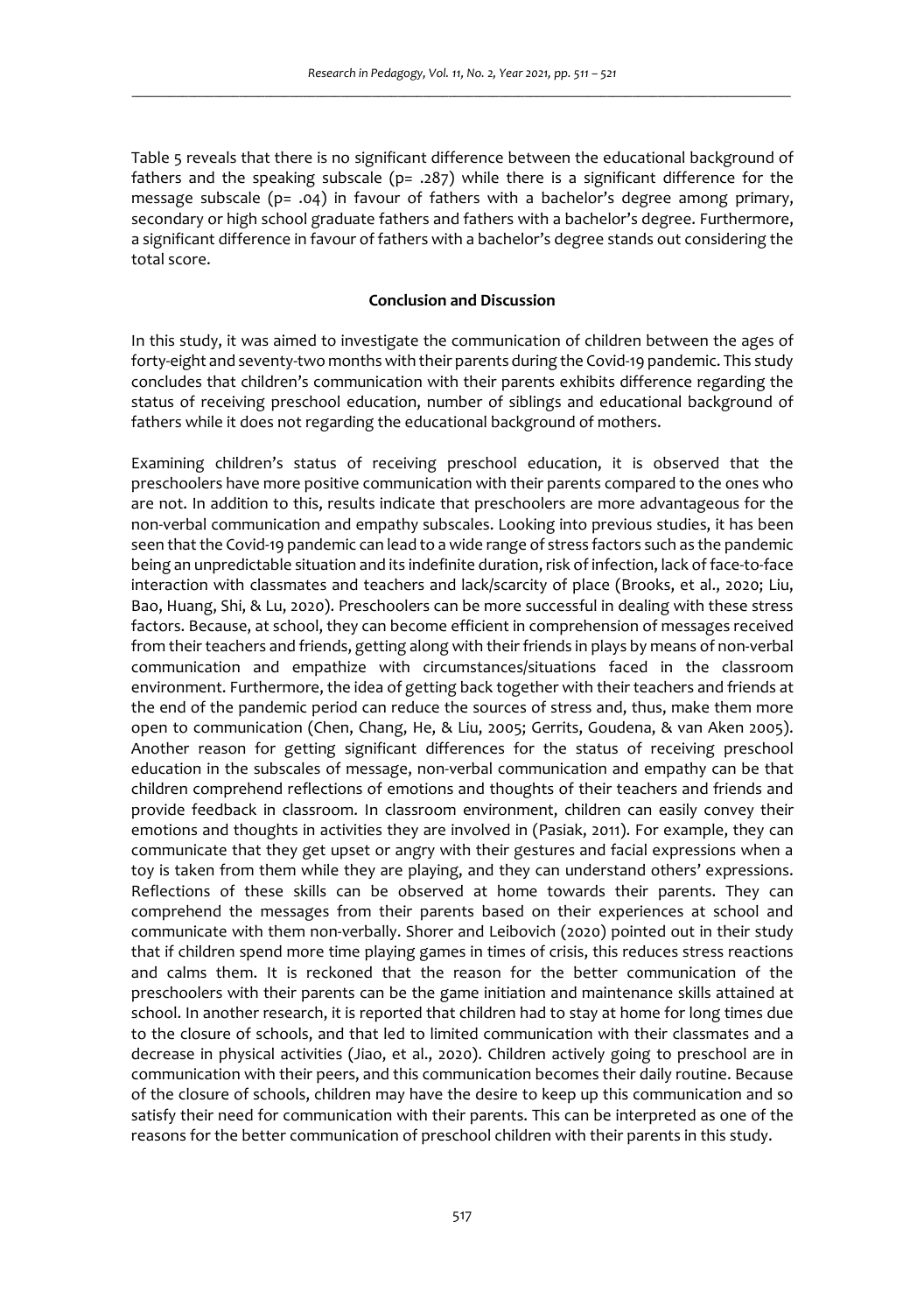Table 5 reveals that there is no significant difference between the educational background of fathers and the speaking subscale ($p= .287$) while there is a significant difference for the message subscale ($p= .04$) in favour of fathers with a bachelor's degree among primary, secondary or high school graduate fathers and fathers with a bachelor's degree. Furthermore, a significant difference in favour of fathers with a bachelor's degree stands out considering the total score.

## Conclusion and Discussion

In this study, it was aimed to investigate the communication of children between the ages of forty-eight and seventy-two months with their parents during the Covid-19 pandemic. This study concludes that children's communication with their parents exhibits difference regarding the status of receiving preschool education, number of siblings and educational background of fathers while it does not regarding the educational background of mothers.

Examining children's status of receiving preschool education, it is observed that the preschoolers have more positive communication with their parents compared to the ones who are not. In addition to this, results indicate that preschoolers are more advantageous for the non-verbal communication and empathy subscales. Looking into previous studies, it has been seen that the Covid-19 pandemic can lead to a wide range of stress factors such as the pandemic being an unpredictable situation and its indefinite duration, risk of infection, lack of face-to-face interaction with classmates and teachers and lack/scarcity of place (Brooks, et al., 2020; Liu, Bao, Huang, Shi, & Lu, 2020). Preschoolers can be more successful in dealing with these stress factors. Because, at school, they can become efficient in comprehension of messages received from their teachers and friends, getting along with their friends in plays by means of non-verbal communication and empathize with circumstances/situations faced in the classroom environment. Furthermore, the idea of getting back together with their teachers and friends at the end of the pandemic period can reduce the sources of stress and, thus, make them more open to communication (Chen, Chang, He, & Liu, 2005; Gerrits, Goudena, & van Aken 2005). Another reason for getting significant differences for the status of receiving preschool education in the subscales of message, non-verbal communication and empathy can be that children comprehend reflections of emotions and thoughts of their teachers and friends and provide feedback in classroom. In classroom environment, children can easily convey their emotions and thoughts in activities they are involved in (Pasiak, 2011). For example, they can communicate that they get upset or angry with their gestures and facial expressions when a toy is taken from them while they are playing, and they can understand others' expressions. Reflections of these skills can be observed at home towards their parents. They can comprehend the messages from their parents based on their experiences at school and communicate with them non-verbally. Shorer and Leibovich (2020) pointed out in their study that if children spend more time playing games in times of crisis, this reduces stress reactions and calms them. It is reckoned that the reason for the better communication of the preschoolers with their parents can be the game initiation and maintenance skills attained at school. In another research, it is reported that children had to stay at home for long times due to the closure of schools, and that led to limited communication with their classmates and a decrease in physical activities (Jiao, et al., 2020). Children actively going to preschool are in communication with their peers, and this communication becomes their daily routine. Because of the closure of schools, children may have the desire to keep up this communication and so satisfy their need for communication with their parents. This can be interpreted as one of the reasons for the better communication of preschool children with their parents in this study.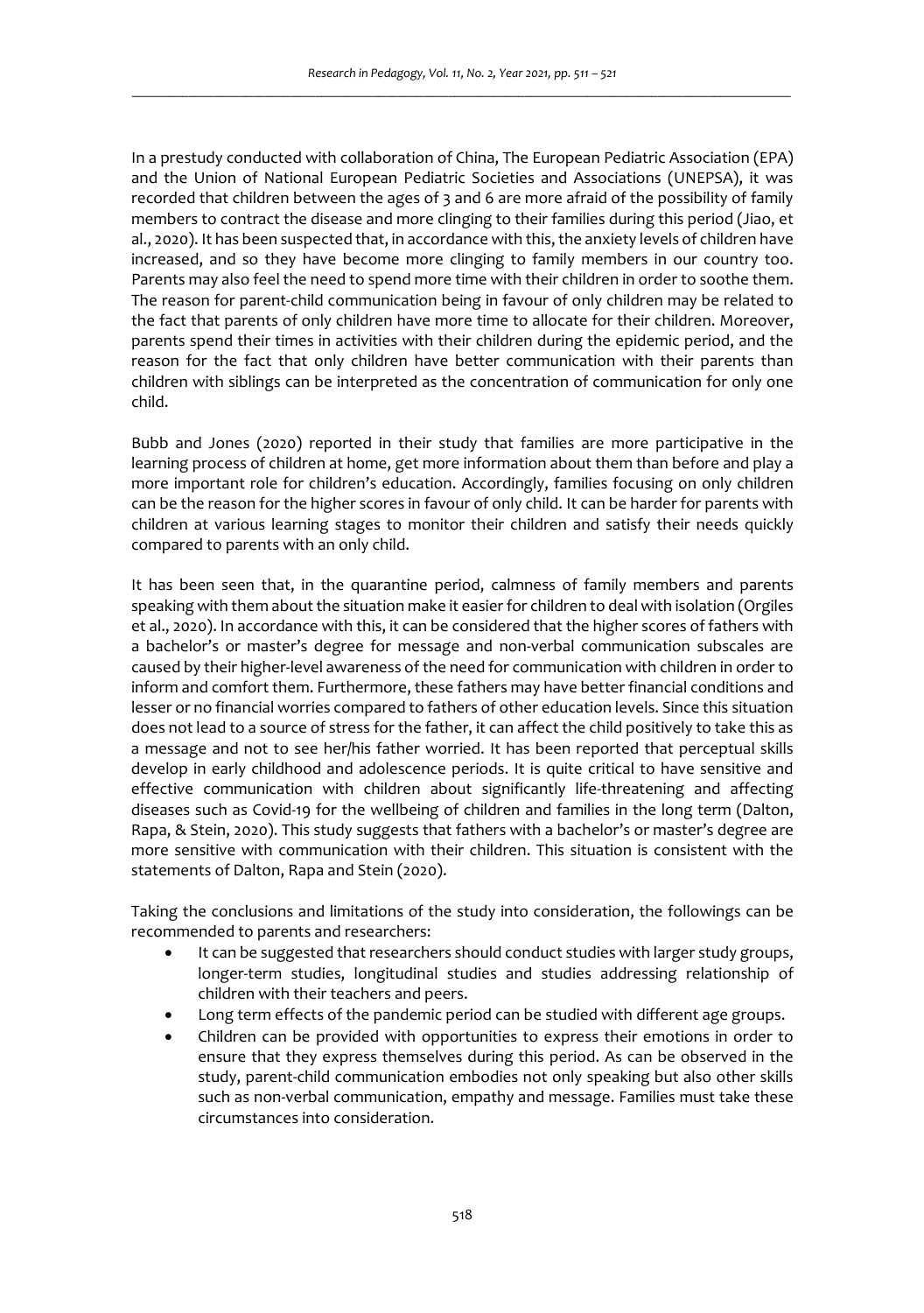In a prestudy conducted with collaboration of China, The European Pediatric Association (EPA) and the Union of National European Pediatric Societies and Associations (UNEPSA), it was recorded that children between the ages of 3 and 6 are more afraid of the possibility of family members to contract the disease and more clinging to their families during this period (Jiao, et al., 2020). It has been suspected that, in accordance with this, the anxiety levels of children have increased, and so they have become more clinging to family members in our country too. Parents may also feel the need to spend more time with their children in order to soothe them. The reason for parent-child communication being in favour of only children may be related to the fact that parents of only children have more time to allocate for their children. Moreover, parents spend their times in activities with their children during the epidemic period, and the reason for the fact that only children have better communication with their parents than children with siblings can be interpreted as the concentration of communication for only one child.

Bubb and Jones (2020) reported in their study that families are more participative in the learning process of children at home, get more information about them than before and play a more important role for children's education. Accordingly, families focusing on only children can be the reason for the higher scores in favour of only child. It can be harder for parents with children at various learning stages to monitor their children and satisfy their needs quickly compared to parents with an only child.

It has been seen that, in the quarantine period, calmness of family members and parents speaking with them about the situation make it easier for children to deal with isolation (Orgiles et al., 2020). In accordance with this, it can be considered that the higher scores of fathers with a bachelor's or master's degree for message and non-verbal communication subscales are caused by their higher-level awareness of the need for communication with children in order to inform and comfort them. Furthermore, these fathers may have better financial conditions and lesser or no financial worries compared to fathers of other education levels. Since this situation does not lead to a source of stress for the father, it can affect the child positively to take this as a message and not to see her/his father worried. It has been reported that perceptual skills develop in early childhood and adolescence periods. It is quite critical to have sensitive and effective communication with children about significantly life-threatening and affecting diseases such as Covid-19 for the wellbeing of children and families in the long term (Dalton, Rapa, & Stein, 2020). This study suggests that fathers with a bachelor's or master's degree are more sensitive with communication with their children. This situation is consistent with the statements of Dalton, Rapa and Stein (2020).

Taking the conclusions and limitations of the study into consideration, the followings can be recommended to parents and researchers:

- It can be suggested that researchers should conduct studies with larger study groups, longer-term studies, longitudinal studies and studies addressing relationship of children with their teachers and peers.
- Long term effects of the pandemic period can be studied with different age groups.
- Children can be provided with opportunities to express their emotions in order to ensure that they express themselves during this period. As can be observed in the study, parent-child communication embodies not only speaking but also other skills such as non-verbal communication, empathy and message. Families must take these circumstances into consideration.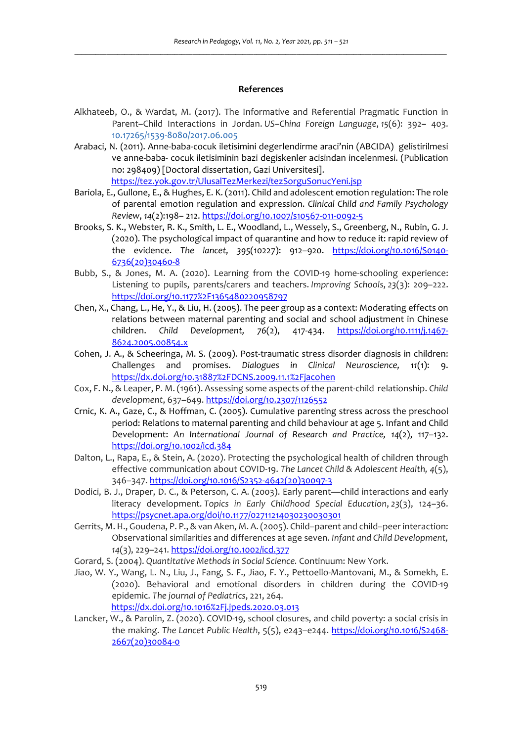**References**

Alkhateeb, O., & Wardat, M. (2017). The Informative and Referential Pragmatic Function in Parent–Child Interactions in Jordan. *US–China Foreign Language*, *15*(6): 392– 403. 10.17265/1539-8080/2017.06.005

Arabaci, N. (2011). Anne-baba-cocuk iletisimini degerlendirme araci'nin (ABCIDA) gelistirilmesi ve anne-baba- cocuk iletisiminin bazi degiskenler acisindan incelenmesi. (Publication no: 298409) [Doctoral dissertation, Gazi Universitesi]. https://tez.yok.gov.tr/UlusalTezMerkezi/tezSorguSonucYeni.jsp

Bariola, E., Gullone, E., & Hughes, E. K. (2011). Child and adolescent emotion regulation: The role of parental emotion regulation and expression. *Clinical Child and Family Psychology Review*, *14*(2):198– 212. https://doi.org/10.1007/s10567-011-0092-5

Brooks, S. K., Webster, R. K., Smith, L. E., Woodland, L., Wessely, S., Greenberg, N., Rubin, G. J. (2020). The psychological impact of quarantine and how to reduce it: rapid review of the evidence. *The lancet, 395*(10227): 912–920. https://doi.org/10.1016/S0140-6736(20)30460-8

Bubb, S., & Jones, M. A. (2020). Learning from the COVID-19 home-schooling experience: Listening to pupils, parents/carers and teachers. *Improving Schools*, *23*(3): 209–222. https://doi.org/10.1177%2F1365480220958797

Chen, X., Chang, L., He, Y., & Liu, H. (2005). The peer group as a context: Moderating effects on relations between maternal parenting and social and school adjustment in Chinese children. *Child Development, 76*(2), 417-434. https://doi.org/10.1111/j.1467-8624.2005.00854.x

Cohen, J. A., & Scheeringa, M. S. (2009). Post-traumatic stress disorder diagnosis in children: Challenges and promises. *Dialogues in Clinical Neuroscience, 11*(1): 9. https://dx.doi.org/10.31887%2FDCNS.2009.11.1%2Fjacohen

Cox, F. N., & Leaper, P. M. (1961). Assessing some aspects of the parent-child relationship. *Child development*, 637–649. https://doi.org/10.2307/1126552

Crnic, K. A., Gaze, C., & Hoffman, C. (2005). Cumulative parenting stress across the preschool period: Relations to maternal parenting and child behaviour at age 5. Infant and Child Development: *An International Journal of Research and Practice, 14*(2), 117–132. https://doi.org/10.1002/icd.384

Dalton, L., Rapa, E., & Stein, A. (2020). Protecting the psychological health of children through effective communication about COVID-19. *The Lancet Child & Adolescent Health, 4*(5), 346–347. https://doi.org/10.1016/S2352-4642(20)30097-3

Dodici, B. J., Draper, D. C., & Peterson, C. A. (2003). Early parent—child interactions and early literacy development. *Topics in Early Childhood Special Education*, *23*(3), 124–36. https://psycnet.apa.org/doi/10.1177/02711214030230030301

Gerrits, M. H., Goudena, P. P., & van Aken, M. A. (2005). Child–parent and child–peer interaction: Observational similarities and differences at age seven. *Infant and Child Development, 14*(3), 229–241. https://doi.org/10.1002/icd.377

Gorard, S. (2004). *Quantitative Methods in Social Science.* Continuum: New York.

Jiao, W. Y., Wang, L. N., Liu, J., Fang, S. F., Jiao, F. Y., Pettoello-Mantovani, M., & Somekh, E. (2020). Behavioral and emotional disorders in children during the COVID-19 epidemic. *The journal of Pediatrics*, 221, 264. https://dx.doi.org/10.1016%2Fj.jpeds.2020.03.013

Lancker, W., & Parolin, Z. (2020). COVID-19, school closures, and child poverty: a social crisis in the making. *The Lancet Public Health*, 5(5), e243–e244. https://doi.org/10.1016/S2468-2667(20)30084-0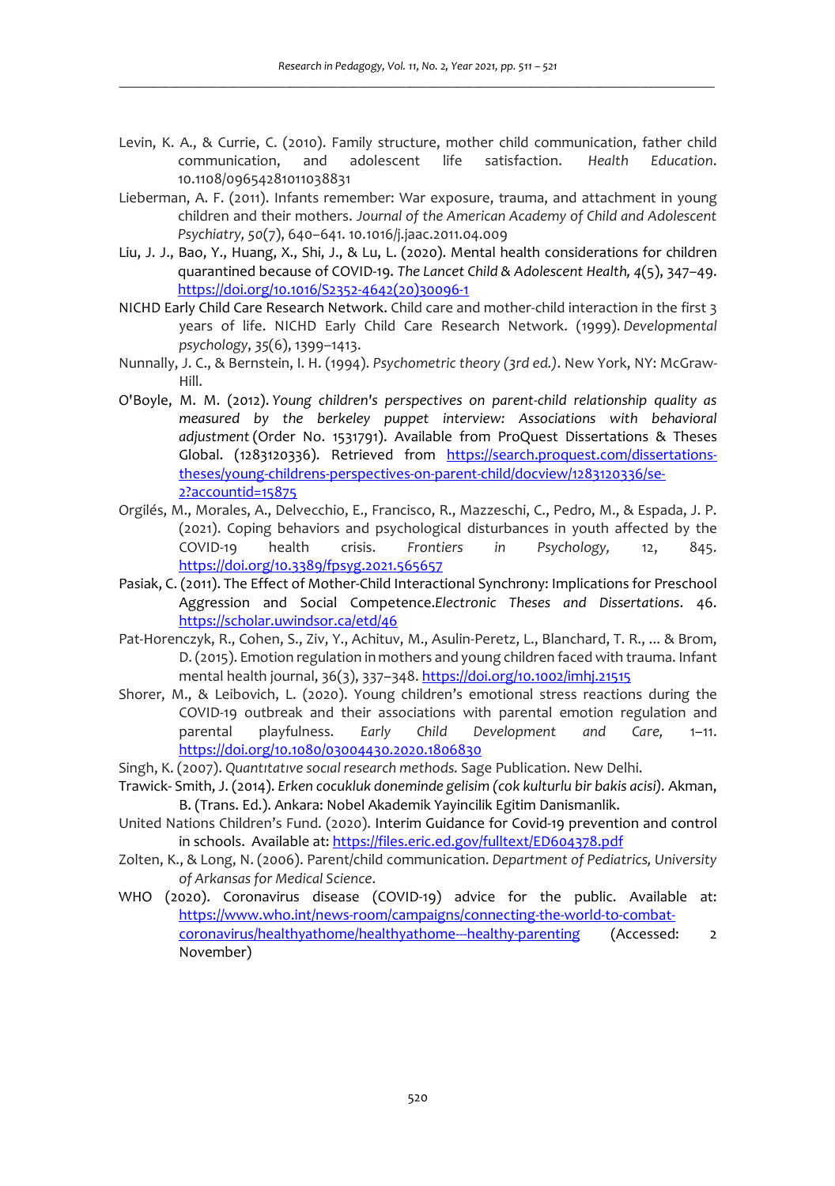Levin, K. A., & Currie, C. (2010). Family structure, mother child communication, father child communication, and adolescent life satisfaction. *Health Education*. 10.1108/09654281011038831

Lieberman, A. F. (2011). Infants remember: War exposure, trauma, and attachment in young children and their mothers. *Journal of the American Academy of Child and Adolescent Psychiatry, 50*(7), 640–641. 10.1016/j.jaac.2011.04.009

Liu, J. J., Bao, Y., Huang, X., Shi, J., & Lu, L. (2020). Mental health considerations for children quarantined because of COVID-19. *The Lancet Child & Adolescent Health, 4*(5), 347–49. https://doi.org/10.1016/S2352-4642(20)30096-1

NICHD Early Child Care Research Network. Child care and mother-child interaction in the first 3 years of life. NICHD Early Child Care Research Network. (1999). *Developmental psychology*, *35*(6), 1399–1413.

Nunnally, J. C., & Bernstein, I. H. (1994). *Psychometric theory (3rd ed.)*. New York, NY: McGraw-Hill.

O'Boyle, M. M. (2012). *Young children's perspectives on parent-child relationship quality as measured by the berkeley puppet interview: Associations with behavioral adjustment* (Order No. 1531791). Available from ProQuest Dissertations & Theses Global. (1283120336). Retrieved from https://search.proquest.com/dissertations-theses/young-childrens-perspectives-on-parent-child/docview/1283120336/se-2?accountid=15875

Orgilés, M., Morales, A., Delvecchio, E., Francisco, R., Mazzeschi, C., Pedro, M., & Espada, J. P. (2021). Coping behaviors and psychological disturbances in youth affected by the COVID-19 health crisis. *Frontiers in Psychology,* 12, 845. https://doi.org/10.3389/fpsyg.2021.565657

Pasiak, C. (2011). The Effect of Mother-Child Interactional Synchrony: Implications for Preschool Aggression and Social Competence.*Electronic Theses and Dissertations*. 46. https://scholar.uwindsor.ca/etd/46

Pat-Horenczyk, R., Cohen, S., Ziv, Y., Achituv, M., Asulin-Peretz, L., Blanchard, T. R., ... & Brom, D. (2015). Emotion regulation in mothers and young children faced with trauma. Infant mental health journal, 36(3), 337–348. https://doi.org/10.1002/imhj.21515

Shorer, M., & Leibovich, L. (2020). Young children's emotional stress reactions during the COVID-19 outbreak and their associations with parental emotion regulation and parental playfulness. *Early Child Development and Care,* 1–11. https://doi.org/10.1080/03004430.2020.1806830

Singh, K. (2007). *Quantıtatıve socıal research methods.* Sage Publication. New Delhi.

Trawick- Smith, J. (2014). *Erken cocukluk doneminde gelisim (cok kulturlu bir bakis acisi).* Akman, B. (Trans. Ed.). Ankara: Nobel Akademik Yayincilik Egitim Danismanlik.

United Nations Children's Fund. (2020). Interim Guidance for Covid-19 prevention and control in schools. Available at: https://files.eric.ed.gov/fulltext/ED604378.pdf

Zolten, K., & Long, N. (2006). Parent/child communication. *Department of Pediatrics, University of Arkansas for Medical Science*.

WHO (2020). Coronavirus disease (COVID-19) advice for the public. Available at: https://www.who.int/news-room/campaigns/connecting-the-world-to-combat-coronavirus/healthyathome/healthyathome---healthy-parenting (Accessed: 2 November)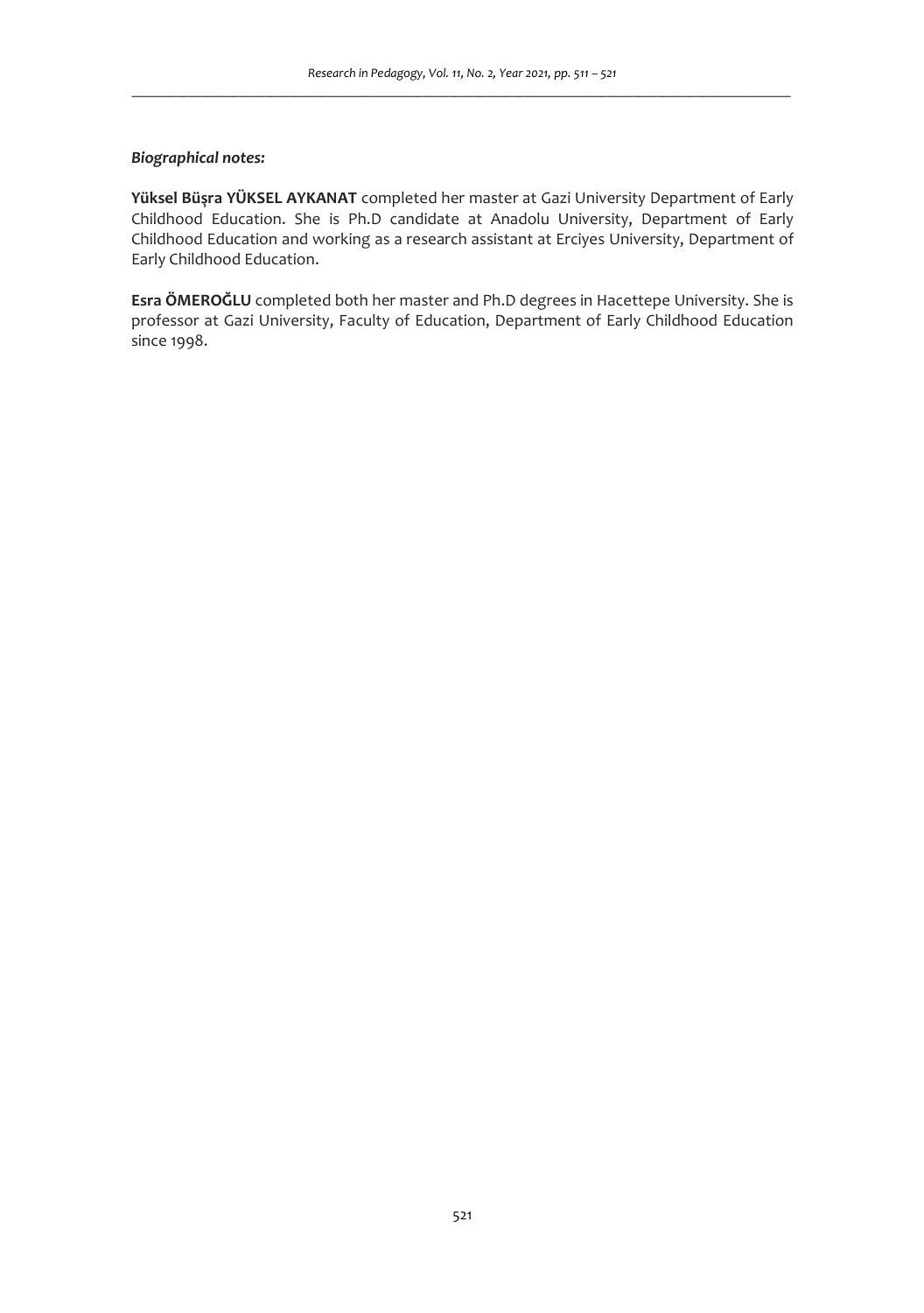***Biographical notes:***

**Yüksel Büşra YÜKSEL AYKANAT** completed her master at Gazi University Department of Early Childhood Education. She is Ph.D candidate at Anadolu University, Department of Early Childhood Education and working as a research assistant at Erciyes University, Department of Early Childhood Education.

**Esra ÖMEROĞLU** completed both her master and Ph.D degrees in Hacettepe University. She is professor at Gazi University, Faculty of Education, Department of Early Childhood Education since 1998.